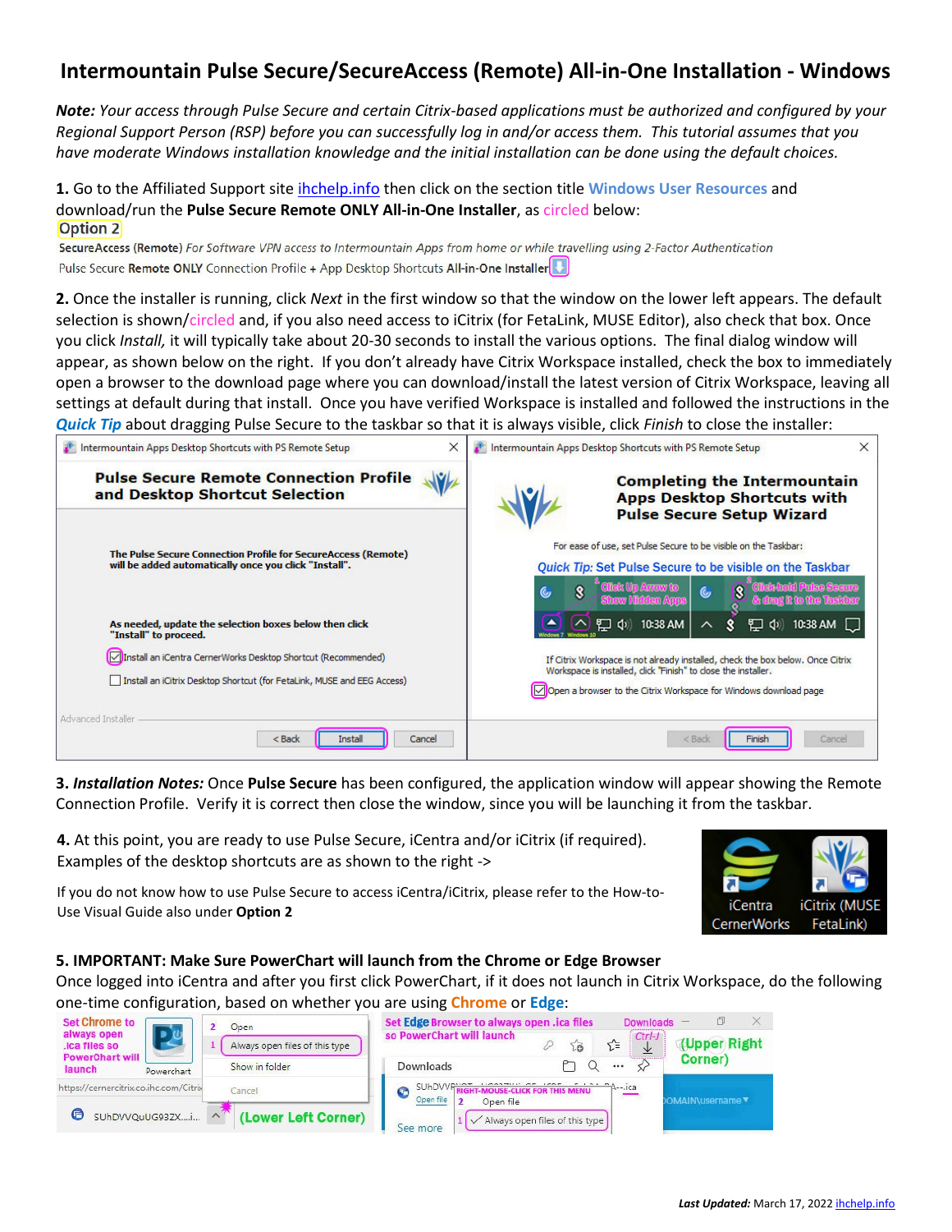# Intermountain Pulse Secure/SecureAccess (Remote) All-in-One Installation - Windows

***Note:*** *Your access through Pulse Secure and certain Citrix-based applications must be authorized and configured by your Regional Support Person (RSP) before you can successfully log in and/or access them. This tutorial assumes that you have moderate Windows installation knowledge and the initial installation can be done using the default choices.*

**1.** Go to the Affiliated Support site ihchelp.info then click on the section title **Windows User Resources** and download/run the **Pulse Secure Remote ONLY All-in-One Installer**, as circled below:

Option 2

SecureAccess (Remote) *For Software VPN access to Intermountain Apps from home or while travelling using 2-Factor Authentication*

Pulse Secure **Remote ONLY** Connection Profile + App Desktop Shortcuts **All-in-One Installer**

**2.** Once the installer is running, click *Next* in the first window so that the window on the lower left appears. The default selection is shown/circled and, if you also need access to iCitrix (for FetaLink, MUSE Editor), also check that box. Once you click *Install,* it will typically take about 20-30 seconds to install the various options. The final dialog window will appear, as shown below on the right. If you don't already have Citrix Workspace installed, check the box to immediately open a browser to the download page where you can download/install the latest version of Citrix Workspace, leaving all settings at default during that install. Once you have verified Workspace is installed and followed the instructions in the ***Quick Tip*** about dragging Pulse Secure to the taskbar so that it is always visible, click *Finish* to close the installer:

**3. *Installation Notes:*** Once **Pulse Secure** has been configured, the application window will appear showing the Remote Connection Profile. Verify it is correct then close the window, since you will be launching it from the taskbar.

**4.** At this point, you are ready to use Pulse Secure, iCentra and/or iCitrix (if required). Examples of the desktop shortcuts are as shown to the right ->

If you do not know how to use Pulse Secure to access iCentra/iCitrix, please refer to the How-to-Use Visual Guide also under **Option 2**

**5. IMPORTANT: Make Sure PowerChart will launch from the Chrome or Edge Browser**

Once logged into iCentra and after you first click PowerChart, if it does not launch in Citrix Workspace, do the following one-time configuration, based on whether you are using **Chrome** or **Edge**:

***Last Updated:*** March 17, 2022 ihchelp.info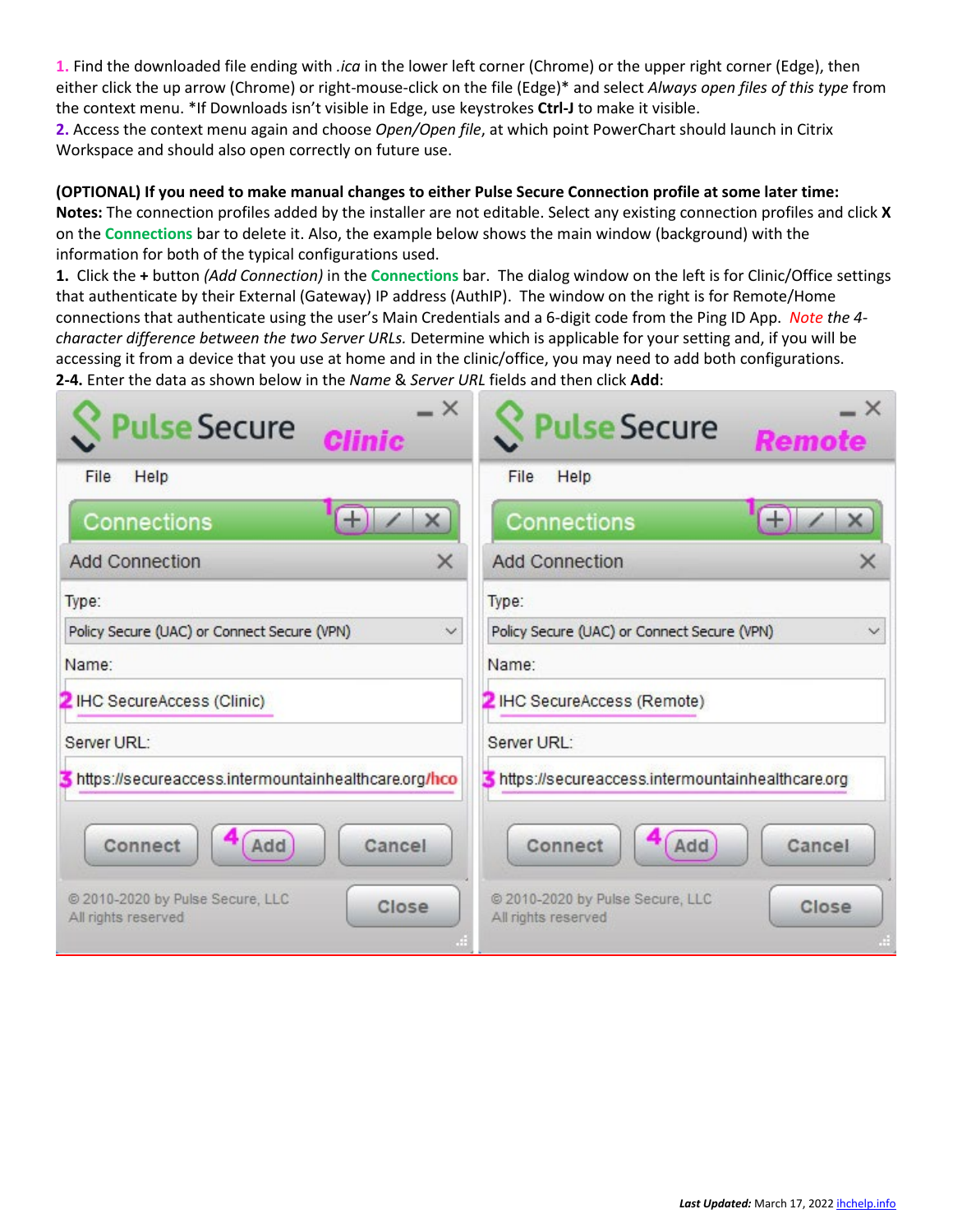1. Find the downloaded file ending with *.ica* in the lower left corner (Chrome) or the upper right corner (Edge), then either click the up arrow (Chrome) or right-mouse-click on the file (Edge)* and select *Always open files of this type* from the context menu. *If Downloads isn't visible in Edge, use keystrokes **Ctrl-J** to make it visible.
2. Access the context menu again and choose *Open/Open file*, at which point PowerChart should launch in Citrix Workspace and should also open correctly on future use.

**(OPTIONAL) If you need to make manual changes to either Pulse Secure Connection profile at some later time:**
**Notes:** The connection profiles added by the installer are not editable. Select any existing connection profiles and click **X** on the **Connections** bar to delete it. Also, the example below shows the main window (background) with the information for both of the typical configurations used.
**1.** Click the **+** button *(Add Connection)* in the **Connections** bar. The dialog window on the left is for Clinic/Office settings that authenticate by their External (Gateway) IP address (AuthIP). The window on the right is for Remote/Home connections that authenticate using the user's Main Credentials and a 6-digit code from the Ping ID App. *Note the 4-character difference between the two Server URLs.* Determine which is applicable for your setting and, if you will be accessing it from a device that you use at home and in the clinic/office, you may need to add both configurations.
**2-4.** Enter the data as shown below in the *Name* & *Server URL* fields and then click **Add**:

Pulse Secure **Clinic**
File Help
Connections 1 + / X
Add Connection
Type:
Policy Secure (UAC) or Connect Secure (VPN)
Name:
2 IHC SecureAccess (Clinic)
Server URL:
3 https://secureaccess.intermountainhealthcare.org/hco
Connect 4 Add Cancel
© 2010-2020 by Pulse Secure, LLC
All rights reserved
Close

Pulse Secure **Remote**
File Help
Connections 1 + / X
Add Connection
Type:
Policy Secure (UAC) or Connect Secure (VPN)
Name:
2 IHC SecureAccess (Remote)
Server URL:
3 https://secureaccess.intermountainhealthcare.org
Connect 4 Add Cancel
© 2010-2020 by Pulse Secure, LLC
All rights reserved
Close

***Last Updated:*** March 17, 2022 ihchelp.info